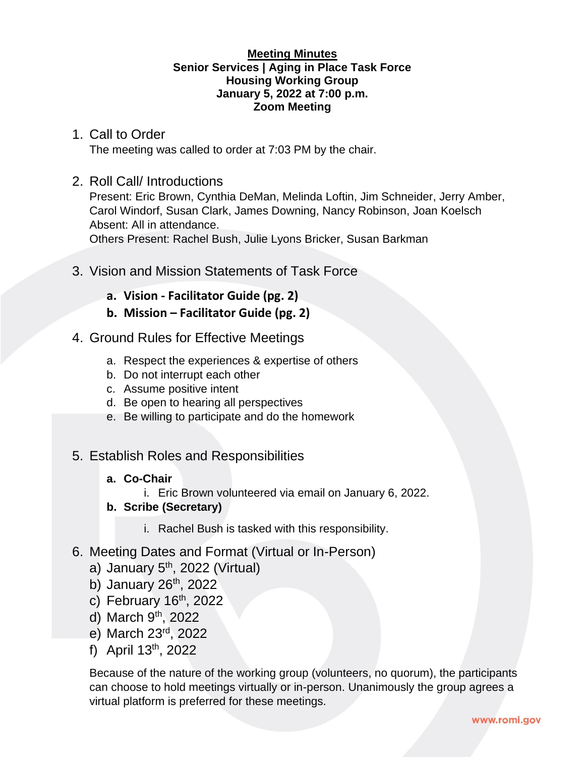**Meeting Minutes**
**Senior Services | Aging in Place Task Force**
**Housing Working Group**
**January 5, 2022 at 7:00 p.m.**
**Zoom Meeting**

1. Call to Order
   The meeting was called to order at 7:03 PM by the chair.

2. Roll Call/ Introductions
   Present: Eric Brown, Cynthia DeMan, Melinda Loftin, Jim Schneider, Jerry Amber, Carol Windorf, Susan Clark, James Downing, Nancy Robinson, Joan Koelsch
   Absent: All in attendance.
   Others Present: Rachel Bush, Julie Lyons Bricker, Susan Barkman

3. Vision and Mission Statements of Task Force
   a. **Vision - Facilitator Guide (pg. 2)**
   b. **Mission – Facilitator Guide (pg. 2)**

4. Ground Rules for Effective Meetings
   a. Respect the experiences & expertise of others
   b. Do not interrupt each other
   c. Assume positive intent
   d. Be open to hearing all perspectives
   e. Be willing to participate and do the homework

5. Establish Roles and Responsibilities
   a. **Co-Chair**
      i. Eric Brown volunteered via email on January 6, 2022.
   b. **Scribe (Secretary)**
      i. Rachel Bush is tasked with this responsibility.

6. Meeting Dates and Format (Virtual or In-Person)
   a) January 5th, 2022 (Virtual)
   b) January 26th, 2022
   c) February 16th, 2022
   d) March 9th, 2022
   e) March 23rd, 2022
   f) April 13th, 2022

   Because of the nature of the working group (volunteers, no quorum), the participants can choose to hold meetings virtually or in-person. Unanimously the group agrees a virtual platform is preferred for these meetings.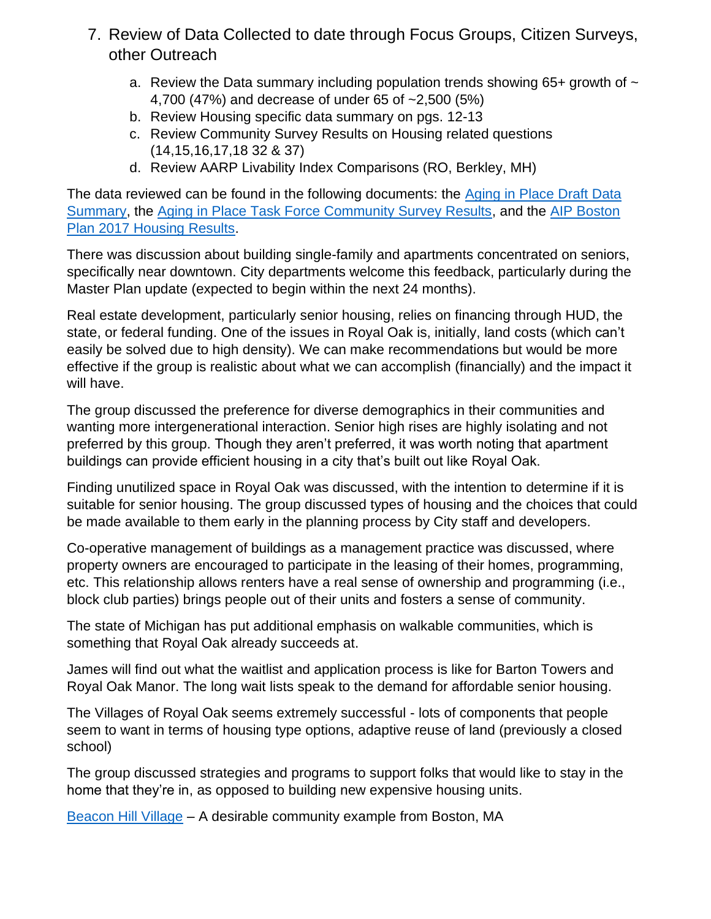7. Review of Data Collected to date through Focus Groups, Citizen Surveys, other Outreach
    a. Review the Data summary including population trends showing 65+ growth of ~ 4,700 (47%) and decrease of under 65 of ~2,500 (5%)
    b. Review Housing specific data summary on pgs. 12-13
    c. Review Community Survey Results on Housing related questions (14,15,16,17,18 32 & 37)
    d. Review AARP Livability Index Comparisons (RO, Berkley, MH)

The data reviewed can be found in the following documents: the Aging in Place Draft Data Summary, the Aging in Place Task Force Community Survey Results, and the AIP Boston Plan 2017 Housing Results.

There was discussion about building single-family and apartments concentrated on seniors, specifically near downtown. City departments welcome this feedback, particularly during the Master Plan update (expected to begin within the next 24 months).

Real estate development, particularly senior housing, relies on financing through HUD, the state, or federal funding. One of the issues in Royal Oak is, initially, land costs (which can't easily be solved due to high density). We can make recommendations but would be more effective if the group is realistic about what we can accomplish (financially) and the impact it will have.

The group discussed the preference for diverse demographics in their communities and wanting more intergenerational interaction. Senior high rises are highly isolating and not preferred by this group. Though they aren't preferred, it was worth noting that apartment buildings can provide efficient housing in a city that's built out like Royal Oak.

Finding unutilized space in Royal Oak was discussed, with the intention to determine if it is suitable for senior housing. The group discussed types of housing and the choices that could be made available to them early in the planning process by City staff and developers.

Co-operative management of buildings as a management practice was discussed, where property owners are encouraged to participate in the leasing of their homes, programming, etc. This relationship allows renters have a real sense of ownership and programming (i.e., block club parties) brings people out of their units and fosters a sense of community.

The state of Michigan has put additional emphasis on walkable communities, which is something that Royal Oak already succeeds at.

James will find out what the waitlist and application process is like for Barton Towers and Royal Oak Manor. The long wait lists speak to the demand for affordable senior housing.

The Villages of Royal Oak seems extremely successful - lots of components that people seem to want in terms of housing type options, adaptive reuse of land (previously a closed school)

The group discussed strategies and programs to support folks that would like to stay in the home that they're in, as opposed to building new expensive housing units.

Beacon Hill Village – A desirable community example from Boston, MA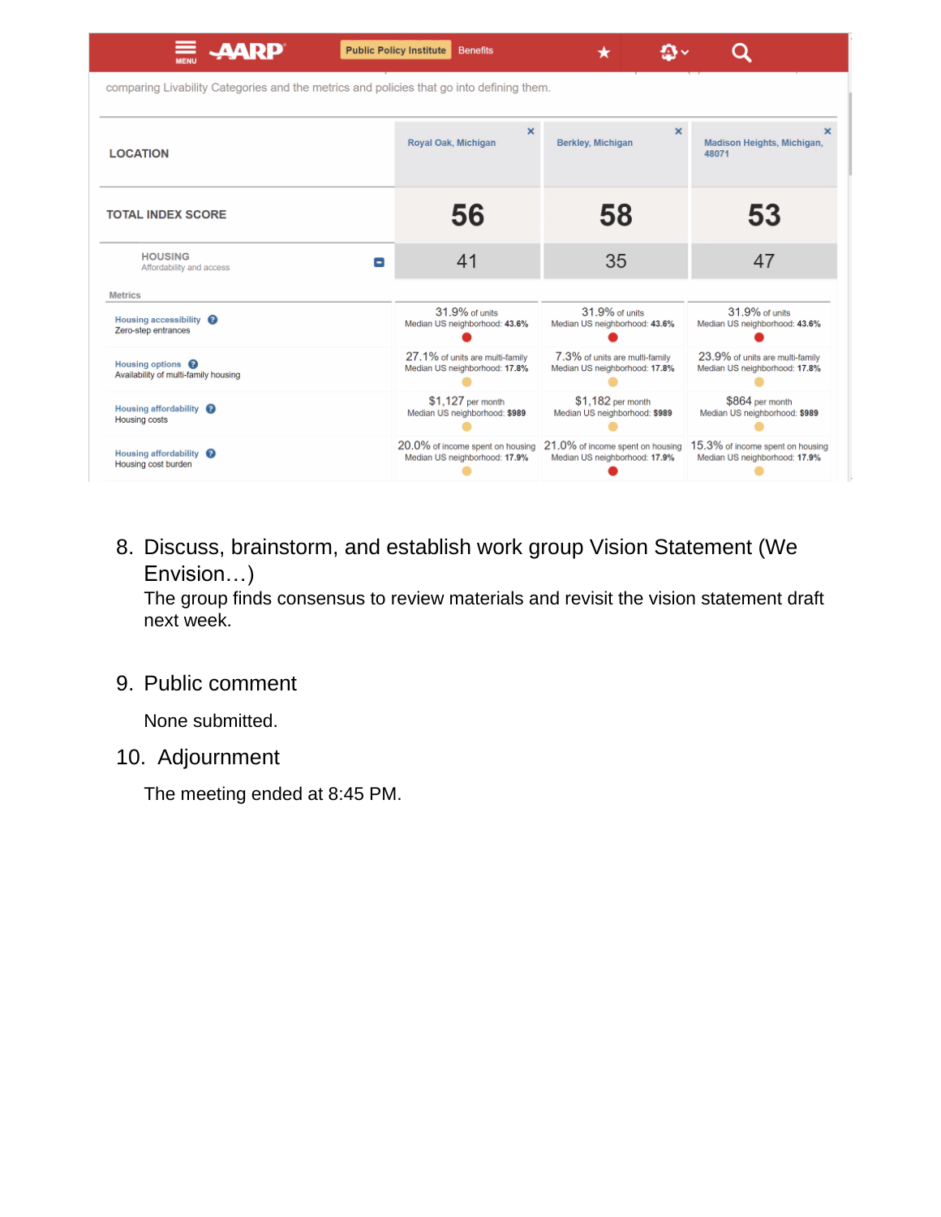comparing Livability Categories and the metrics and policies that go into defining them.

| LOCATION | Royal Oak, Michigan | Berkley, Michigan | Madison Heights, Michigan, 48071 |
| --- | --- | --- | --- |
| TOTAL INDEX SCORE | 56 | 58 | 53 |
| HOUSING<br>Affordability and access | 41 | 35 | 47 |
| **Metrics** | | | |
| Housing accessibility<br>Zero-step entrances | 31.9% of units<br>Median US neighborhood: **43.6%** | 31.9% of units<br>Median US neighborhood: **43.6%** | 31.9% of units<br>Median US neighborhood: **43.6%** |
| Housing options<br>Availability of multi-family housing | 27.1% of units are multi-family<br>Median US neighborhood: **17.8%** | 7.3% of units are multi-family<br>Median US neighborhood: **17.8%** | 23.9% of units are multi-family<br>Median US neighborhood: **17.8%** |
| Housing affordability<br>Housing costs | $1,127 per month<br>Median US neighborhood: **$989** | $1,182 per month<br>Median US neighborhood: **$989** | $864 per month<br>Median US neighborhood: **$989** |
| Housing affordability<br>Housing cost burden | 20.0% of income spent on housing<br>Median US neighborhood: **17.9%** | 21.0% of income spent on housing<br>Median US neighborhood: **17.9%** | 15.3% of income spent on housing<br>Median US neighborhood: **17.9%** |

8. Discuss, brainstorm, and establish work group Vision Statement (We Envision…)

   The group finds consensus to review materials and revisit the vision statement draft next week.

9. Public comment

   None submitted.

10. Adjournment

    The meeting ended at 8:45 PM.